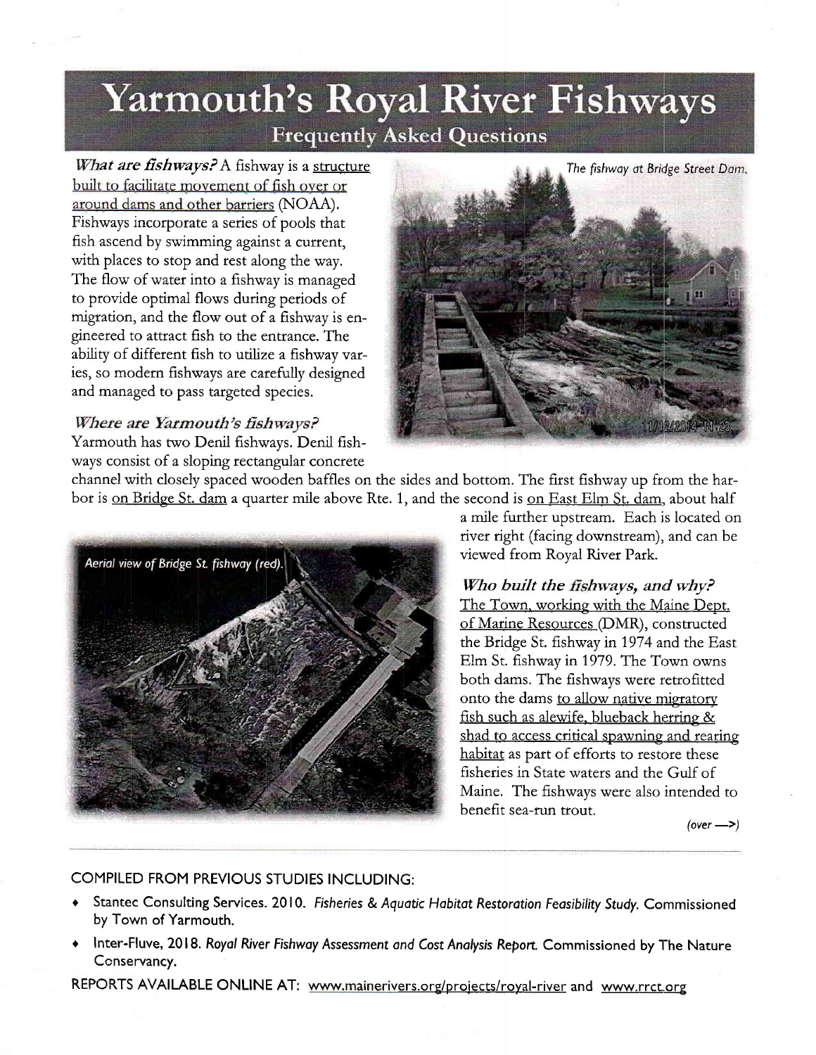# Yarmouth's Royal River Fishways

## Frequently Asked Questions

***What are fishways?*** A fishway is a structure built to facilitate movement of fish over or around dams and other barriers (NOAA). Fishways incorporate a series of pools that fish ascend by swimming against a current, with places to stop and rest along the way. The flow of water into a fishway is managed to provide optimal flows during periods of migration, and the flow out of a fishway is engineered to attract fish to the entrance. The ability of different fish to utilize a fishway varies, so modern fishways are carefully designed and managed to pass targeted species.

*The fishway at Bridge Street Dam.*

***Where are Yarmouth's fishways?***
Yarmouth has two Denil fishways. Denil fishways consist of a sloping rectangular concrete channel with closely spaced wooden baffles on the sides and bottom. The first fishway up from the harbor is on Bridge St. dam a quarter mile above Rte. 1, and the second is on East Elm St. dam, about half a mile further upstream. Each is located on river right (facing downstream), and can be viewed from Royal River Park.

*Aerial view of Bridge St. fishway (red).*

***Who built the fishways, and why?***
The Town, working with the Maine Dept. of Marine Resources (DMR), constructed the Bridge St. fishway in 1974 and the East Elm St. fishway in 1979. The Town owns both dams. The fishways were retrofitted onto the dams to allow native migratory fish such as alewife, blueback herring & shad to access critical spawning and rearing habitat as part of efforts to restore these fisheries in State waters and the Gulf of Maine. The fishways were also intended to benefit sea-run trout.

*(over —>)*

COMPILED FROM PREVIOUS STUDIES INCLUDING:

- Stantec Consulting Services. 2010. *Fisheries & Aquatic Habitat Restoration Feasibility Study.* Commissioned by Town of Yarmouth.
- Inter-Fluve, 2018. *Royal River Fishway Assessment and Cost Analysis Report.* Commissioned by The Nature Conservancy.

REPORTS AVAILABLE ONLINE AT: www.mainerivers.org/projects/royal-river and www.rrct.org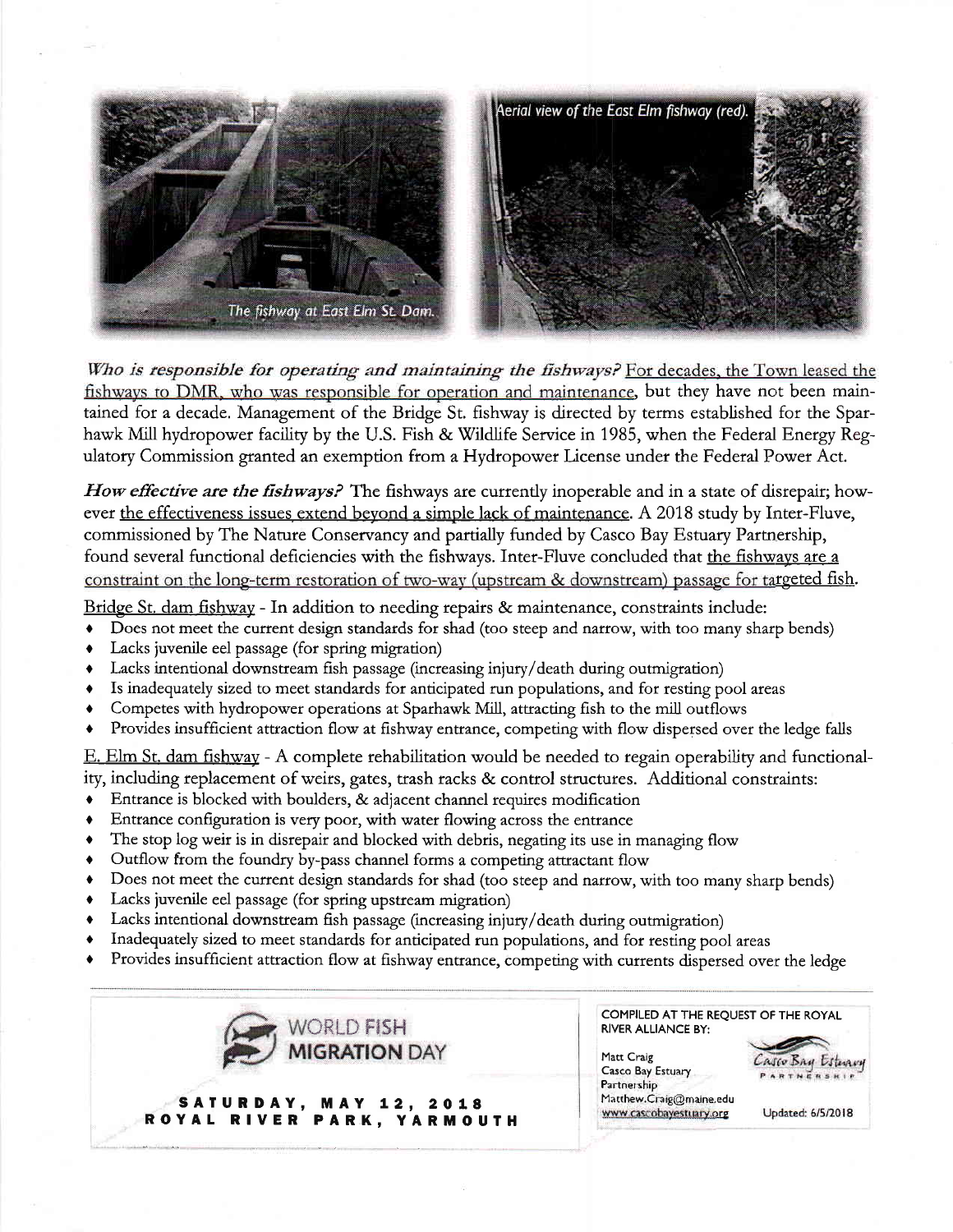The fishway at East Elm St. Dam.

Aerial view of the East Elm fishway (red).

***Who is responsible for operating and maintaining the fishways?*** For decades, the Town leased the fishways to DMR, who was responsible for operation and maintenance, but they have not been maintained for a decade. Management of the Bridge St. fishway is directed by terms established for the Sparhawk Mill hydropower facility by the U.S. Fish & Wildlife Service in 1985, when the Federal Energy Regulatory Commission granted an exemption from a Hydropower License under the Federal Power Act.

***How effective are the fishways?*** The fishways are currently inoperable and in a state of disrepair; however the effectiveness issues extend beyond a simple lack of maintenance. A 2018 study by Inter-Fluve, commissioned by The Nature Conservancy and partially funded by Casco Bay Estuary Partnership, found several functional deficiencies with the fishways. Inter-Fluve concluded that the fishways are a constraint on the long-term restoration of two-way (upstream & downstream) passage for targeted fish.

Bridge St. dam fishway - In addition to needing repairs & maintenance, constraints include:

- Does not meet the current design standards for shad (too steep and narrow, with too many sharp bends)
- Lacks juvenile eel passage (for spring migration)
- Lacks intentional downstream fish passage (increasing injury/death during outmigration)
- Is inadequately sized to meet standards for anticipated run populations, and for resting pool areas
- Competes with hydropower operations at Sparhawk Mill, attracting fish to the mill outflows
- Provides insufficient attraction flow at fishway entrance, competing with flow dispersed over the ledge falls

E. Elm St. dam fishway - A complete rehabilitation would be needed to regain operability and functionality, including replacement of weirs, gates, trash racks & control structures. Additional constraints:

- Entrance is blocked with boulders, & adjacent channel requires modification
- Entrance configuration is very poor, with water flowing across the entrance
- The stop log weir is in disrepair and blocked with debris, negating its use in managing flow
- Outflow from the foundry by-pass channel forms a competing attractant flow
- Does not meet the current design standards for shad (too steep and narrow, with too many sharp bends)
- Lacks juvenile eel passage (for spring upstream migration)
- Lacks intentional downstream fish passage (increasing injury/death during outmigration)
- Inadequately sized to meet standards for anticipated run populations, and for resting pool areas
- Provides insufficient attraction flow at fishway entrance, competing with currents dispersed over the ledge

WORLD FISH MIGRATION DAY

SATURDAY, MAY 12, 2018
ROYAL RIVER PARK, YARMOUTH

COMPILED AT THE REQUEST OF THE ROYAL RIVER ALLIANCE BY:

Matt Craig
Casco Bay Estuary Partnership
Matthew.Craig@maine.edu
www.cascobayestuary.org

Casco Bay Estuary PARTNERSHIP

Updated: 6/5/2018